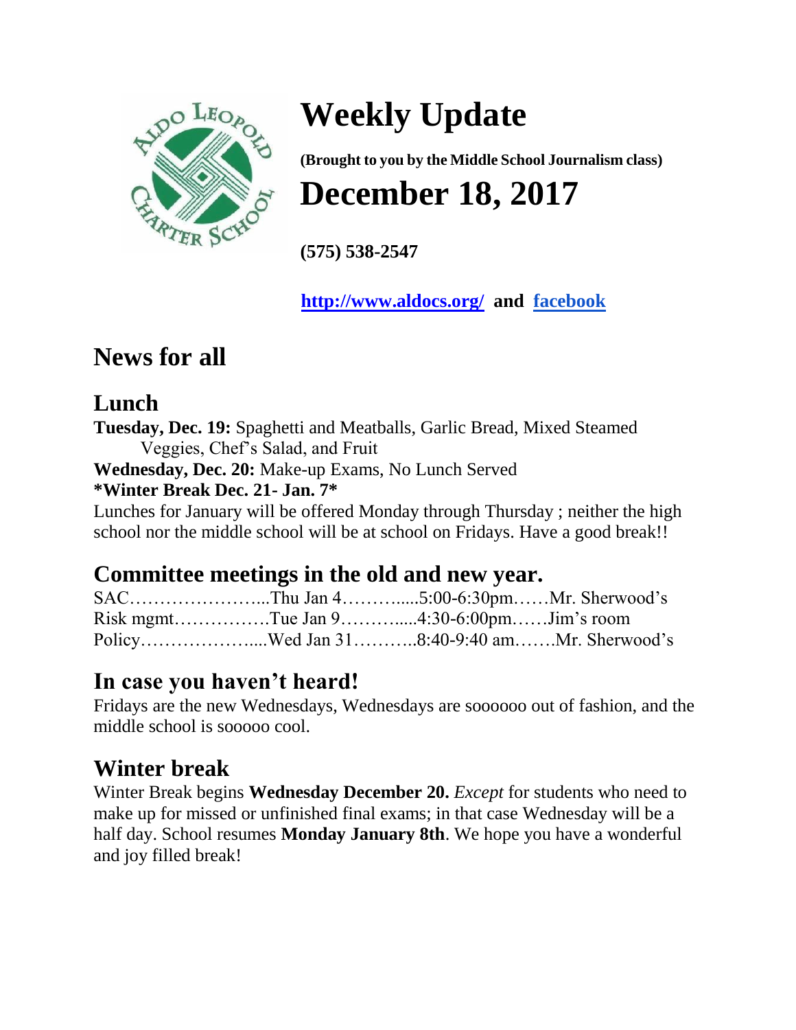# Weekly Update

**(Brought to you by the Middle School Journalism class)**

# December 18, 2017

**(575) 538-2547**

**http://www.aldocs.org/ and facebook**

## News for all

### Lunch

**Tuesday, Dec. 19:** Spaghetti and Meatballs, Garlic Bread, Mixed Steamed Veggies, Chef's Salad, and Fruit
**Wednesday, Dec. 20:** Make-up Exams, No Lunch Served
**\*Winter Break Dec. 21- Jan. 7\***
Lunches for January will be offered Monday through Thursday ; neither the high school nor the middle school will be at school on Fridays. Have a good break!!

### Committee meetings in the old and new year.

SAC…………………...Thu Jan 4……….....5:00-6:30pm……Mr. Sherwood's
Risk mgmt…………….Tue Jan 9……….....4:30-6:00pm……Jim's room
Policy………………....Wed Jan 31………..8:40-9:40 am…….Mr. Sherwood's

### In case you haven't heard!

Fridays are the new Wednesdays, Wednesdays are soooooo out of fashion, and the middle school is sooooo cool.

### Winter break

Winter Break begins **Wednesday December 20.** *Except* for students who need to make up for missed or unfinished final exams; in that case Wednesday will be a half day. School resumes **Monday January 8th**. We hope you have a wonderful and joy filled break!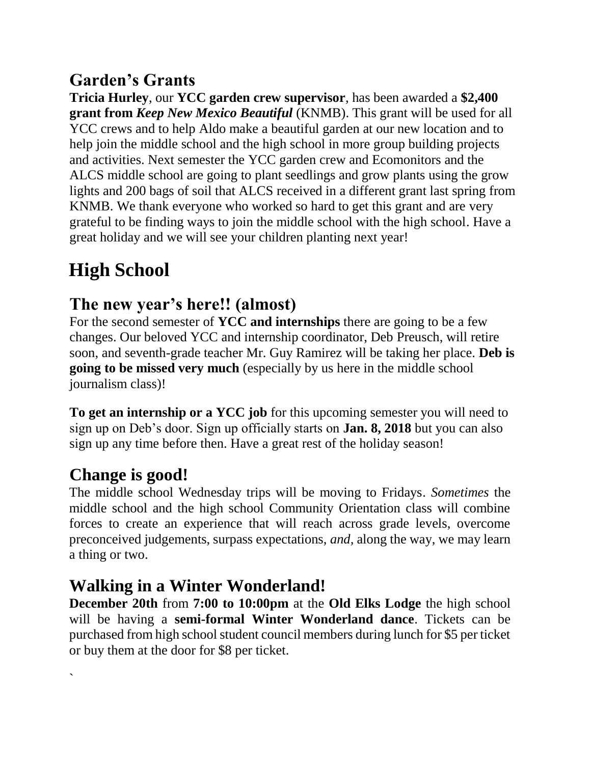## Garden's Grants

**Tricia Hurley**, our **YCC garden crew supervisor**, has been awarded a **$2,400 grant from *Keep New Mexico Beautiful*** (KNMB). This grant will be used for all YCC crews and to help Aldo make a beautiful garden at our new location and to help join the middle school and the high school in more group building projects and activities. Next semester the YCC garden crew and Ecomonitors and the ALCS middle school are going to plant seedlings and grow plants using the grow lights and 200 bags of soil that ALCS received in a different grant last spring from KNMB. We thank everyone who worked so hard to get this grant and are very grateful to be finding ways to join the middle school with the high school. Have a great holiday and we will see your children planting next year!

# High School

## The new year's here!! (almost)

For the second semester of **YCC and internships** there are going to be a few changes. Our beloved YCC and internship coordinator, Deb Preusch, will retire soon, and seventh-grade teacher Mr. Guy Ramirez will be taking her place. **Deb is going to be missed very much** (especially by us here in the middle school journalism class)!

**To get an internship or a YCC job** for this upcoming semester you will need to sign up on Deb's door. Sign up officially starts on **Jan. 8, 2018** but you can also sign up any time before then. Have a great rest of the holiday season!

## Change is good!

The middle school Wednesday trips will be moving to Fridays. *Sometimes* the middle school and the high school Community Orientation class will combine forces to create an experience that will reach across grade levels, overcome preconceived judgements, surpass expectations, *and*, along the way, we may learn a thing or two.

## Walking in a Winter Wonderland!

**December 20th** from **7:00 to 10:00pm** at the **Old Elks Lodge** the high school will be having a **semi-formal Winter Wonderland dance**. Tickets can be purchased from high school student council members during lunch for $5 per ticket or buy them at the door for $8 per ticket.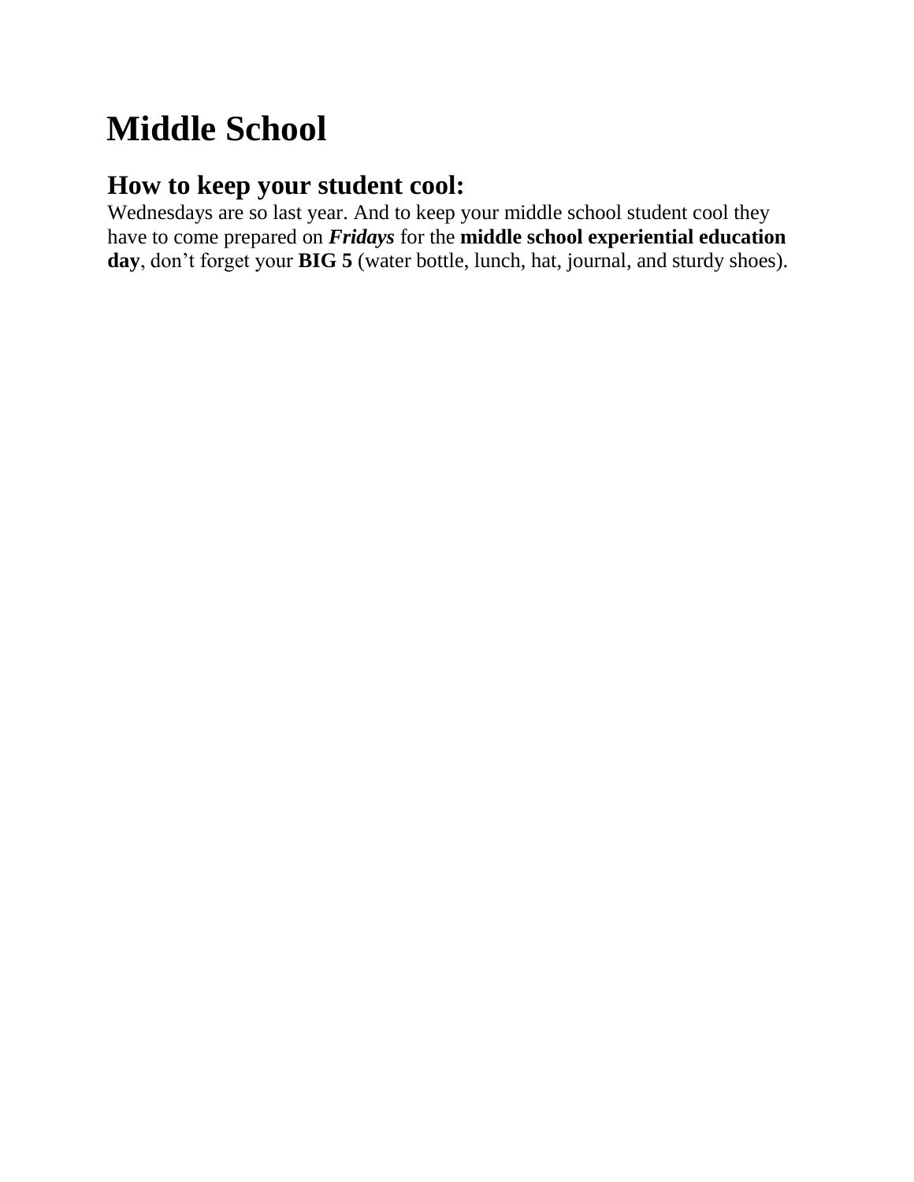# Middle School

## How to keep your student cool:

Wednesdays are so last year. And to keep your middle school student cool they have to come prepared on ***Fridays*** for the **middle school experiential education day**, don’t forget your **BIG 5** (water bottle, lunch, hat, journal, and sturdy shoes).